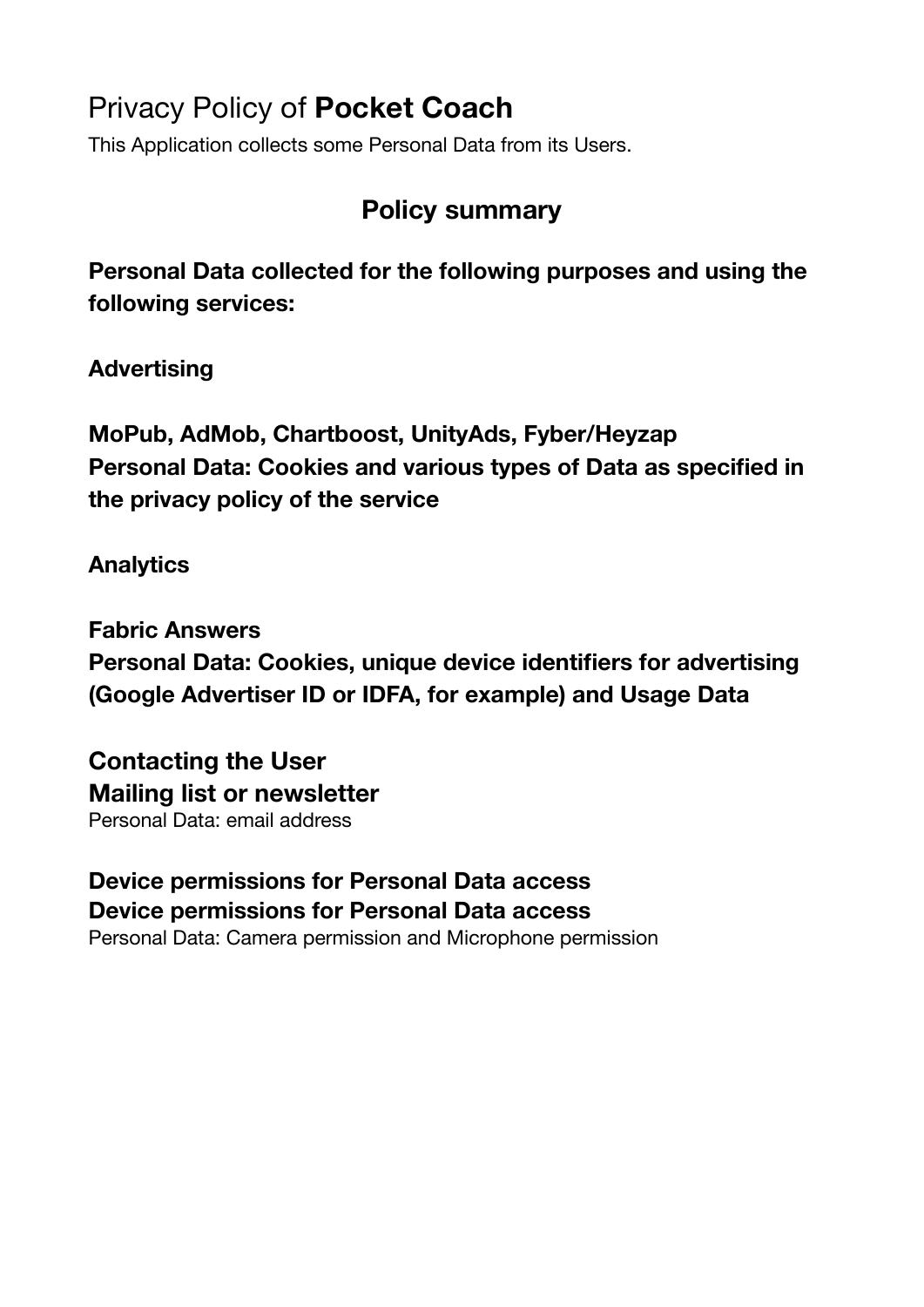# Privacy Policy of **Pocket Coach**

This Application collects some Personal Data from its Users.

## Policy summary

**Personal Data collected for the following purposes and using the following services:**

**Advertising**

**MoPub, AdMob, Chartboost, UnityAds, Fyber/Heyzap**
**Personal Data: Cookies and various types of Data as specified in the privacy policy of the service**

**Analytics**

**Fabric Answers**
**Personal Data: Cookies, unique device identifiers for advertising (Google Advertiser ID or IDFA, for example) and Usage Data**

### Contacting the User

**Mailing list or newsletter**
Personal Data: email address

### Device permissions for Personal Data access

**Device permissions for Personal Data access**
Personal Data: Camera permission and Microphone permission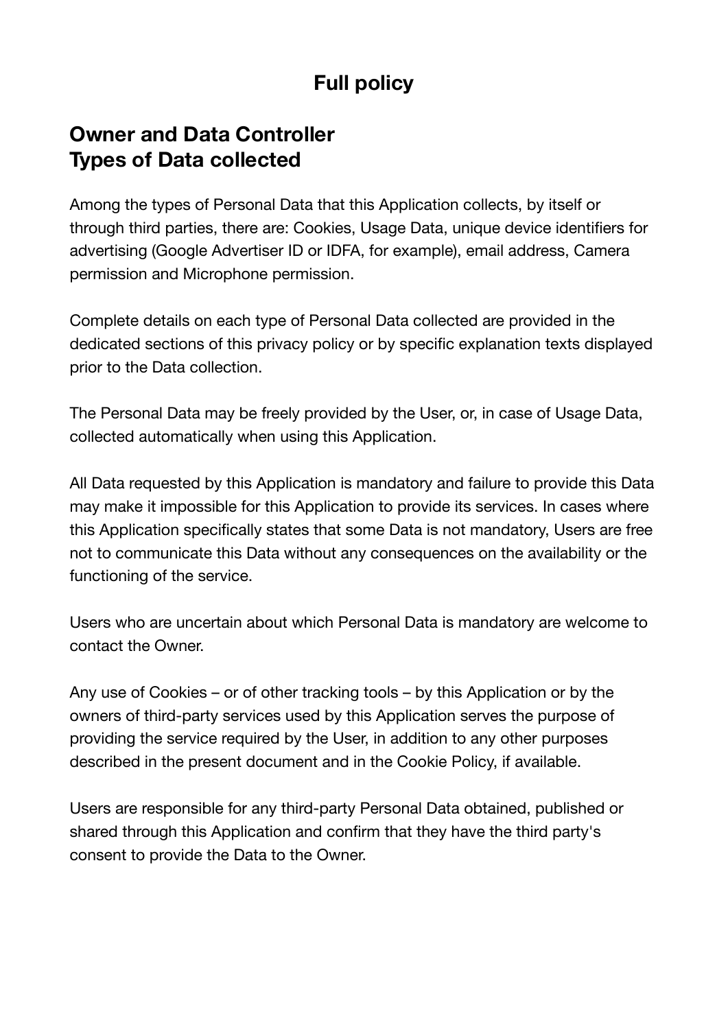# Full policy

## Owner and Data Controller

## Types of Data collected

Among the types of Personal Data that this Application collects, by itself or through third parties, there are: Cookies, Usage Data, unique device identifiers for advertising (Google Advertiser ID or IDFA, for example), email address, Camera permission and Microphone permission.

Complete details on each type of Personal Data collected are provided in the dedicated sections of this privacy policy or by specific explanation texts displayed prior to the Data collection.

The Personal Data may be freely provided by the User, or, in case of Usage Data, collected automatically when using this Application.

All Data requested by this Application is mandatory and failure to provide this Data may make it impossible for this Application to provide its services. In cases where this Application specifically states that some Data is not mandatory, Users are free not to communicate this Data without any consequences on the availability or the functioning of the service.

Users who are uncertain about which Personal Data is mandatory are welcome to contact the Owner.

Any use of Cookies – or of other tracking tools – by this Application or by the owners of third-party services used by this Application serves the purpose of providing the service required by the User, in addition to any other purposes described in the present document and in the Cookie Policy, if available.

Users are responsible for any third-party Personal Data obtained, published or shared through this Application and confirm that they have the third party's consent to provide the Data to the Owner.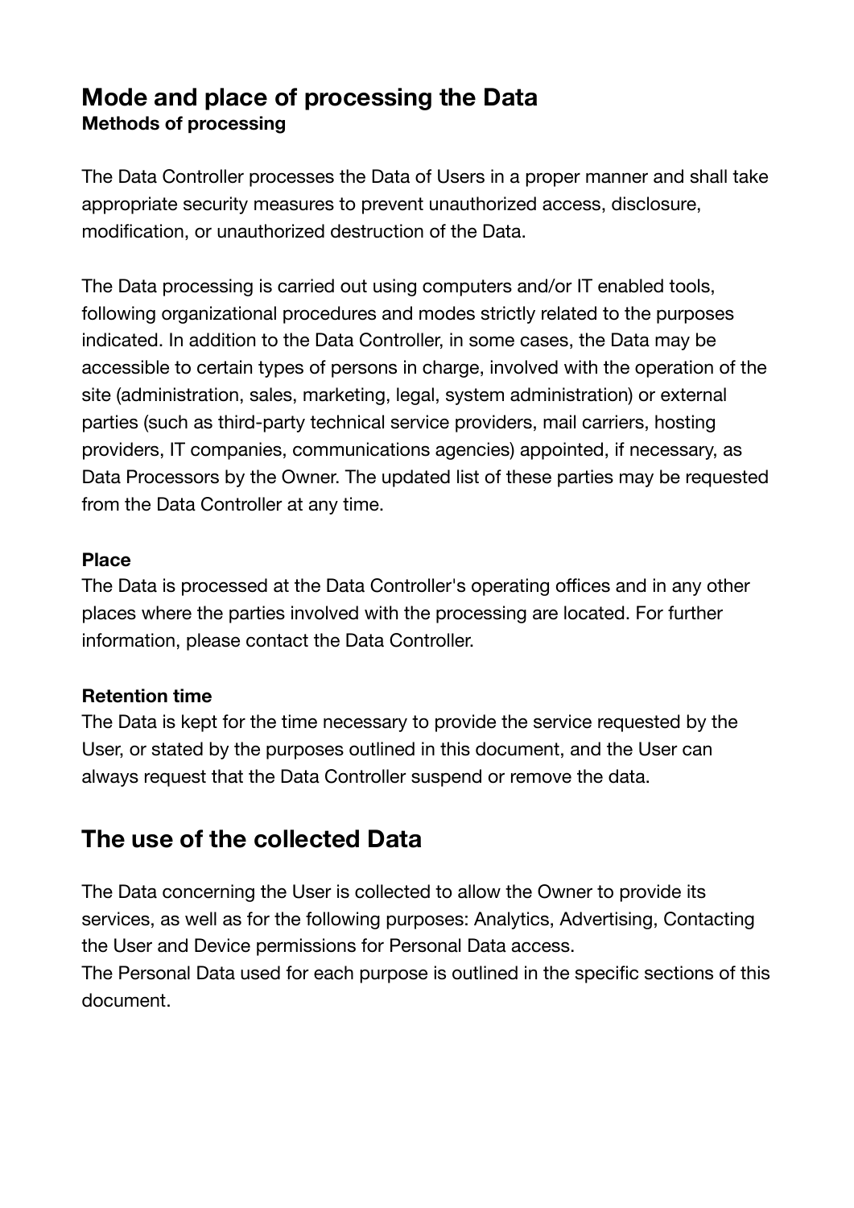## Mode and place of processing the Data

### Methods of processing

The Data Controller processes the Data of Users in a proper manner and shall take appropriate security measures to prevent unauthorized access, disclosure, modification, or unauthorized destruction of the Data.

The Data processing is carried out using computers and/or IT enabled tools, following organizational procedures and modes strictly related to the purposes indicated. In addition to the Data Controller, in some cases, the Data may be accessible to certain types of persons in charge, involved with the operation of the site (administration, sales, marketing, legal, system administration) or external parties (such as third-party technical service providers, mail carriers, hosting providers, IT companies, communications agencies) appointed, if necessary, as Data Processors by the Owner. The updated list of these parties may be requested from the Data Controller at any time.

### Place

The Data is processed at the Data Controller's operating offices and in any other places where the parties involved with the processing are located. For further information, please contact the Data Controller.

### Retention time

The Data is kept for the time necessary to provide the service requested by the User, or stated by the purposes outlined in this document, and the User can always request that the Data Controller suspend or remove the data.

## The use of the collected Data

The Data concerning the User is collected to allow the Owner to provide its services, as well as for the following purposes: Analytics, Advertising, Contacting the User and Device permissions for Personal Data access.
The Personal Data used for each purpose is outlined in the specific sections of this document.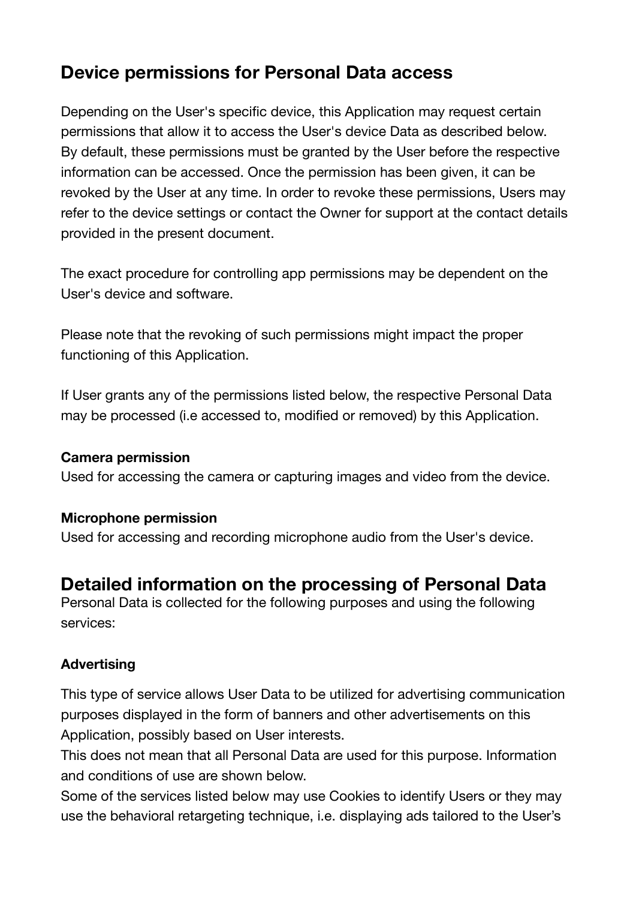## Device permissions for Personal Data access

Depending on the User's specific device, this Application may request certain permissions that allow it to access the User's device Data as described below. By default, these permissions must be granted by the User before the respective information can be accessed. Once the permission has been given, it can be revoked by the User at any time. In order to revoke these permissions, Users may refer to the device settings or contact the Owner for support at the contact details provided in the present document.

The exact procedure for controlling app permissions may be dependent on the User's device and software.

Please note that the revoking of such permissions might impact the proper functioning of this Application.

If User grants any of the permissions listed below, the respective Personal Data may be processed (i.e accessed to, modified or removed) by this Application.

**Camera permission**
Used for accessing the camera or capturing images and video from the device.

**Microphone permission**
Used for accessing and recording microphone audio from the User's device.

## Detailed information on the processing of Personal Data

Personal Data is collected for the following purposes and using the following services:

**Advertising**

This type of service allows User Data to be utilized for advertising communication purposes displayed in the form of banners and other advertisements on this Application, possibly based on User interests.
This does not mean that all Personal Data are used for this purpose. Information and conditions of use are shown below.
Some of the services listed below may use Cookies to identify Users or they may use the behavioral retargeting technique, i.e. displaying ads tailored to the User's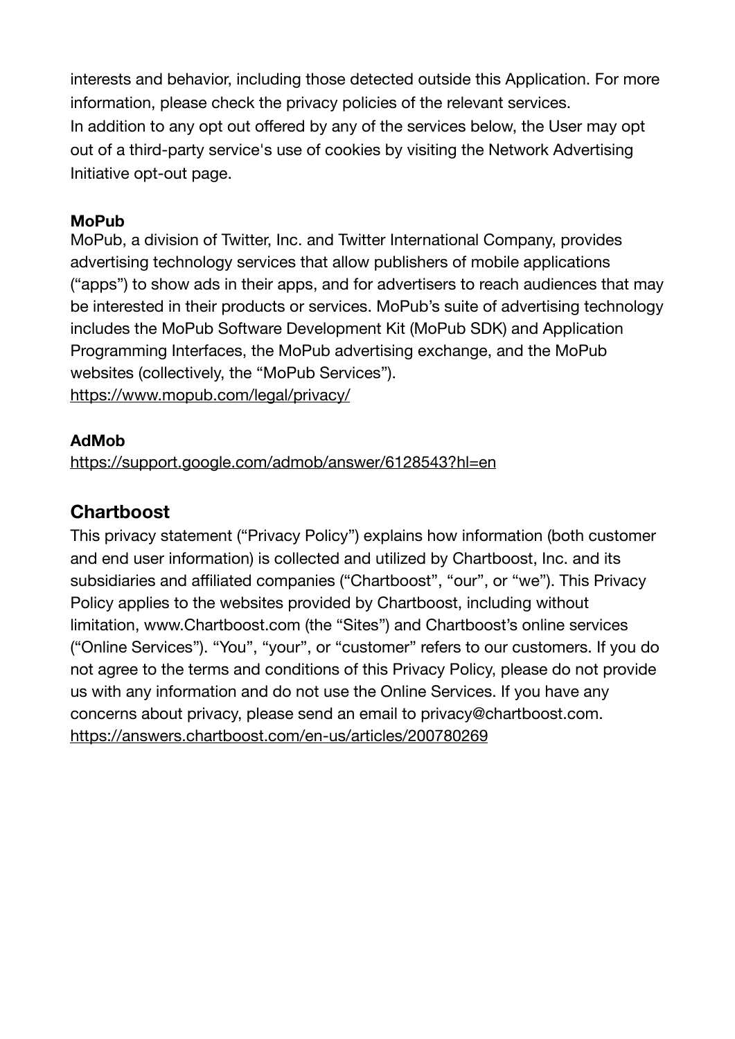interests and behavior, including those detected outside this Application. For more information, please check the privacy policies of the relevant services.
In addition to any opt out offered by any of the services below, the User may opt out of a third-party service's use of cookies by visiting the Network Advertising Initiative opt-out page.

**MoPub**
MoPub, a division of Twitter, Inc. and Twitter International Company, provides advertising technology services that allow publishers of mobile applications (“apps”) to show ads in their apps, and for advertisers to reach audiences that may be interested in their products or services. MoPub’s suite of advertising technology includes the MoPub Software Development Kit (MoPub SDK) and Application Programming Interfaces, the MoPub advertising exchange, and the MoPub websites (collectively, the “MoPub Services”).
https://www.mopub.com/legal/privacy/

**AdMob**
https://support.google.com/admob/answer/6128543?hl=en

## Chartboost

This privacy statement (“Privacy Policy”) explains how information (both customer and end user information) is collected and utilized by Chartboost, Inc. and its subsidiaries and affiliated companies (“Chartboost”, “our”, or “we”). This Privacy Policy applies to the websites provided by Chartboost, including without limitation, www.Chartboost.com (the “Sites”) and Chartboost’s online services (“Online Services”). “You”, “your”, or “customer” refers to our customers. If you do not agree to the terms and conditions of this Privacy Policy, please do not provide us with any information and do not use the Online Services. If you have any concerns about privacy, please send an email to privacy@chartboost.com.
https://answers.chartboost.com/en-us/articles/200780269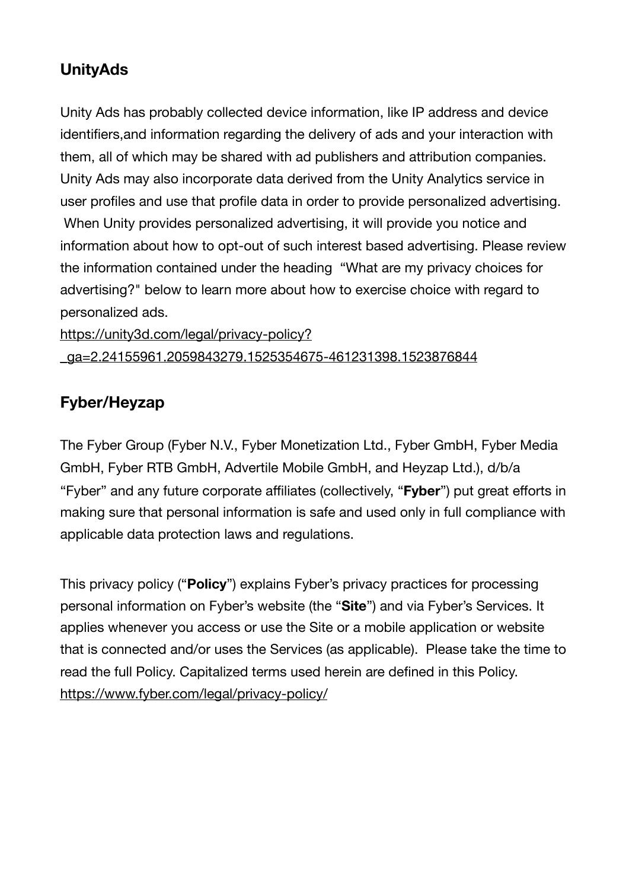## UnityAds

Unity Ads has probably collected device information, like IP address and device identifiers,and information regarding the delivery of ads and your interaction with them, all of which may be shared with ad publishers and attribution companies. Unity Ads may also incorporate data derived from the Unity Analytics service in user profiles and use that profile data in order to provide personalized advertising. When Unity provides personalized advertising, it will provide you notice and information about how to opt-out of such interest based advertising. Please review the information contained under the heading "What are my privacy choices for advertising?" below to learn more about how to exercise choice with regard to personalized ads.

https://unity3d.com/legal/privacy-policy?_ga=2.24155961.2059843279.1525354675-461231398.1523876844

## Fyber/Heyzap

The Fyber Group (Fyber N.V., Fyber Monetization Ltd., Fyber GmbH, Fyber Media GmbH, Fyber RTB GmbH, Advertile Mobile GmbH, and Heyzap Ltd.), d/b/a "Fyber" and any future corporate affiliates (collectively, "**Fyber**") put great efforts in making sure that personal information is safe and used only in full compliance with applicable data protection laws and regulations.

This privacy policy ("**Policy**") explains Fyber's privacy practices for processing personal information on Fyber's website (the "**Site**") and via Fyber's Services. It applies whenever you access or use the Site or a mobile application or website that is connected and/or uses the Services (as applicable). Please take the time to read the full Policy. Capitalized terms used herein are defined in this Policy.

https://www.fyber.com/legal/privacy-policy/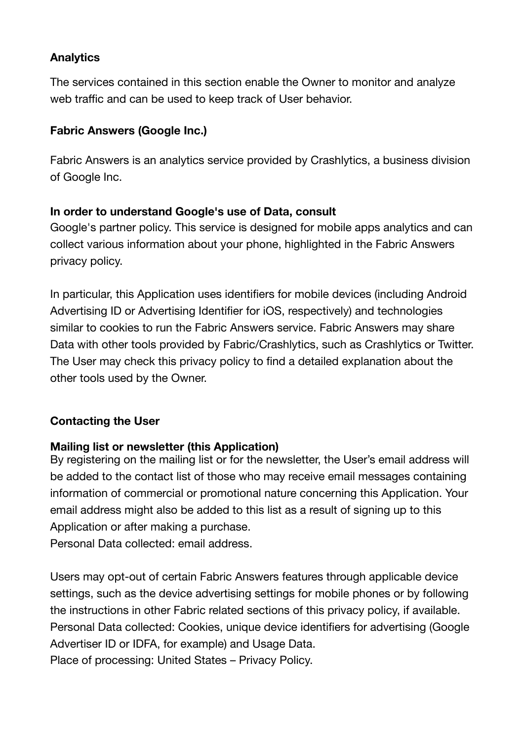**Analytics**

The services contained in this section enable the Owner to monitor and analyze web traffic and can be used to keep track of User behavior.

**Fabric Answers (Google Inc.)**

Fabric Answers is an analytics service provided by Crashlytics, a business division of Google Inc.

**In order to understand Google's use of Data, consult**
Google's partner policy. This service is designed for mobile apps analytics and can collect various information about your phone, highlighted in the Fabric Answers privacy policy.

In particular, this Application uses identifiers for mobile devices (including Android Advertising ID or Advertising Identifier for iOS, respectively) and technologies similar to cookies to run the Fabric Answers service. Fabric Answers may share Data with other tools provided by Fabric/Crashlytics, such as Crashlytics or Twitter. The User may check this privacy policy to find a detailed explanation about the other tools used by the Owner.

**Contacting the User**

**Mailing list or newsletter (this Application)**
By registering on the mailing list or for the newsletter, the User's email address will be added to the contact list of those who may receive email messages containing information of commercial or promotional nature concerning this Application. Your email address might also be added to this list as a result of signing up to this Application or after making a purchase.
Personal Data collected: email address.

Users may opt-out of certain Fabric Answers features through applicable device settings, such as the device advertising settings for mobile phones or by following the instructions in other Fabric related sections of this privacy policy, if available.
Personal Data collected: Cookies, unique device identifiers for advertising (Google Advertiser ID or IDFA, for example) and Usage Data.
Place of processing: United States – Privacy Policy.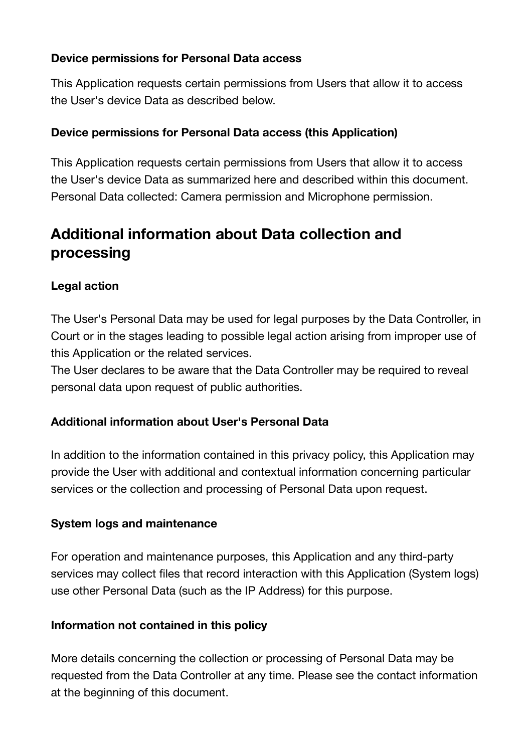### Device permissions for Personal Data access

This Application requests certain permissions from Users that allow it to access the User's device Data as described below.

### Device permissions for Personal Data access (this Application)

This Application requests certain permissions from Users that allow it to access the User's device Data as summarized here and described within this document.
Personal Data collected: Camera permission and Microphone permission.

## Additional information about Data collection and processing

### Legal action

The User's Personal Data may be used for legal purposes by the Data Controller, in Court or in the stages leading to possible legal action arising from improper use of this Application or the related services.
The User declares to be aware that the Data Controller may be required to reveal personal data upon request of public authorities.

### Additional information about User's Personal Data

In addition to the information contained in this privacy policy, this Application may provide the User with additional and contextual information concerning particular services or the collection and processing of Personal Data upon request.

### System logs and maintenance

For operation and maintenance purposes, this Application and any third-party services may collect files that record interaction with this Application (System logs) use other Personal Data (such as the IP Address) for this purpose.

### Information not contained in this policy

More details concerning the collection or processing of Personal Data may be requested from the Data Controller at any time. Please see the contact information at the beginning of this document.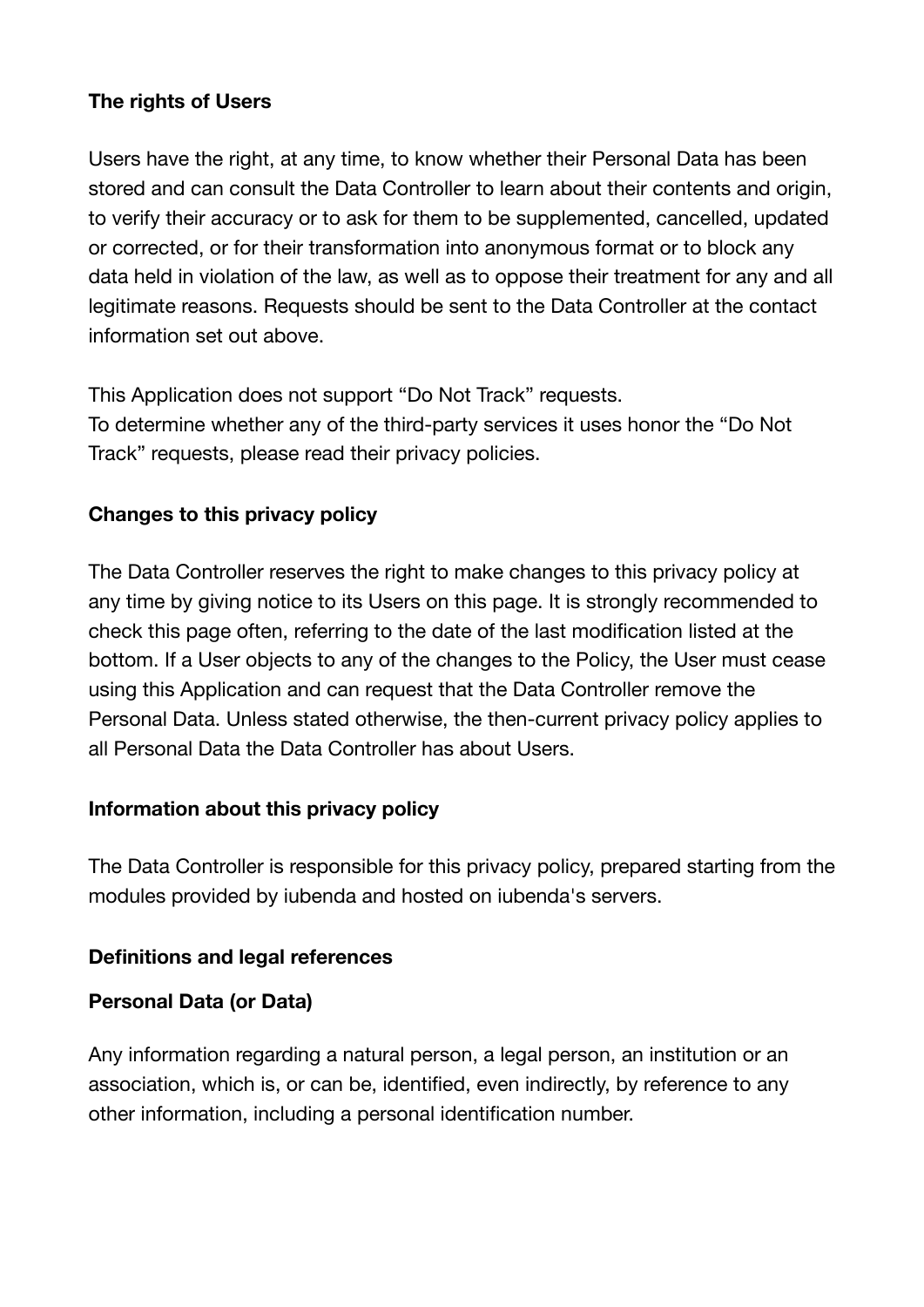**The rights of Users**

Users have the right, at any time, to know whether their Personal Data has been stored and can consult the Data Controller to learn about their contents and origin, to verify their accuracy or to ask for them to be supplemented, cancelled, updated or corrected, or for their transformation into anonymous format or to block any data held in violation of the law, as well as to oppose their treatment for any and all legitimate reasons. Requests should be sent to the Data Controller at the contact information set out above.

This Application does not support “Do Not Track” requests.
To determine whether any of the third-party services it uses honor the “Do Not Track” requests, please read their privacy policies.

**Changes to this privacy policy**

The Data Controller reserves the right to make changes to this privacy policy at any time by giving notice to its Users on this page. It is strongly recommended to check this page often, referring to the date of the last modification listed at the bottom. If a User objects to any of the changes to the Policy, the User must cease using this Application and can request that the Data Controller remove the Personal Data. Unless stated otherwise, the then-current privacy policy applies to all Personal Data the Data Controller has about Users.

**Information about this privacy policy**

The Data Controller is responsible for this privacy policy, prepared starting from the modules provided by iubenda and hosted on iubenda's servers.

**Definitions and legal references**

**Personal Data (or Data)**

Any information regarding a natural person, a legal person, an institution or an association, which is, or can be, identified, even indirectly, by reference to any other information, including a personal identification number.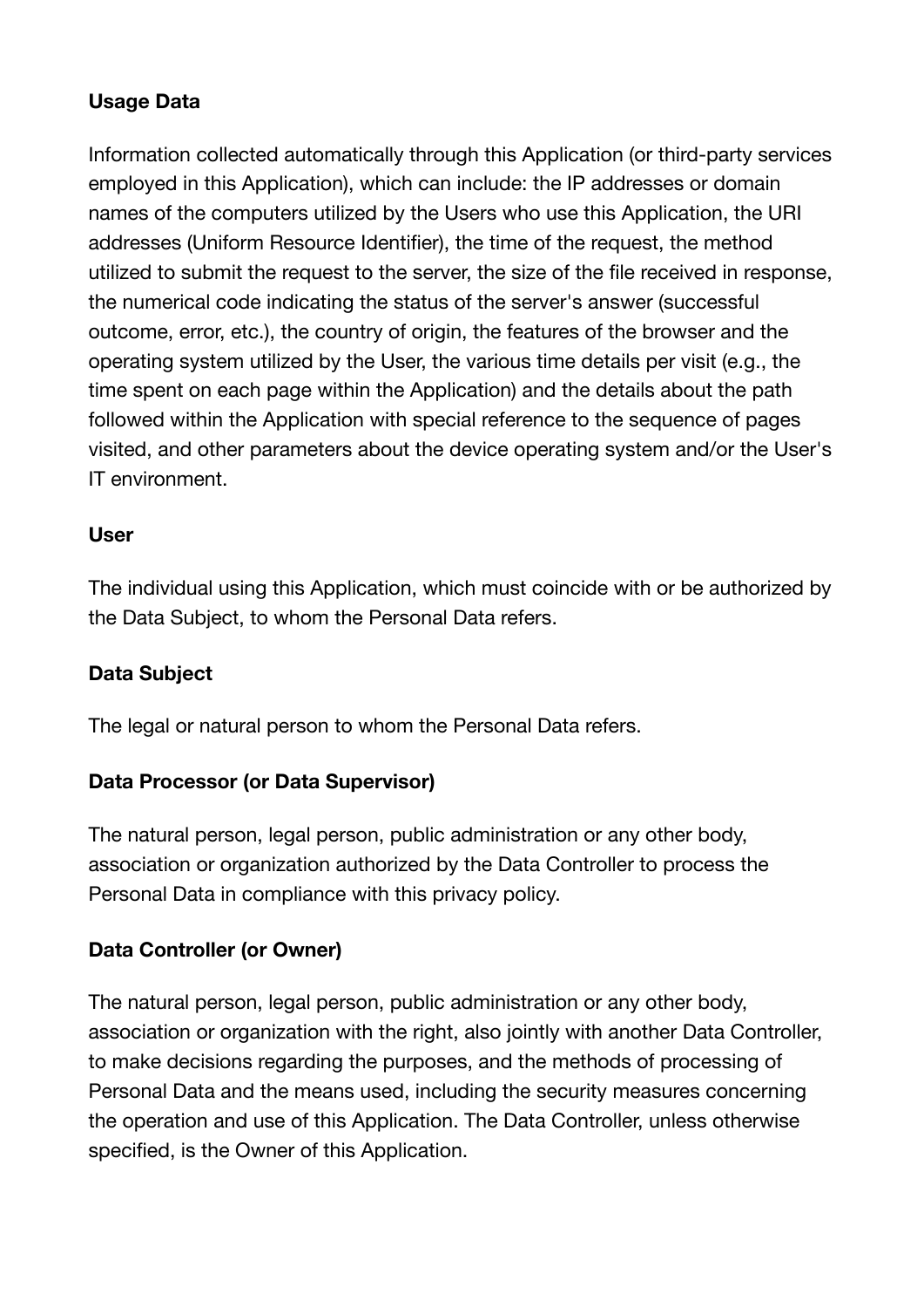**Usage Data**

Information collected automatically through this Application (or third-party services employed in this Application), which can include: the IP addresses or domain names of the computers utilized by the Users who use this Application, the URI addresses (Uniform Resource Identifier), the time of the request, the method utilized to submit the request to the server, the size of the file received in response, the numerical code indicating the status of the server's answer (successful outcome, error, etc.), the country of origin, the features of the browser and the operating system utilized by the User, the various time details per visit (e.g., the time spent on each page within the Application) and the details about the path followed within the Application with special reference to the sequence of pages visited, and other parameters about the device operating system and/or the User's IT environment.

**User**

The individual using this Application, which must coincide with or be authorized by the Data Subject, to whom the Personal Data refers.

**Data Subject**

The legal or natural person to whom the Personal Data refers.

**Data Processor (or Data Supervisor)**

The natural person, legal person, public administration or any other body, association or organization authorized by the Data Controller to process the Personal Data in compliance with this privacy policy.

**Data Controller (or Owner)**

The natural person, legal person, public administration or any other body, association or organization with the right, also jointly with another Data Controller, to make decisions regarding the purposes, and the methods of processing of Personal Data and the means used, including the security measures concerning the operation and use of this Application. The Data Controller, unless otherwise specified, is the Owner of this Application.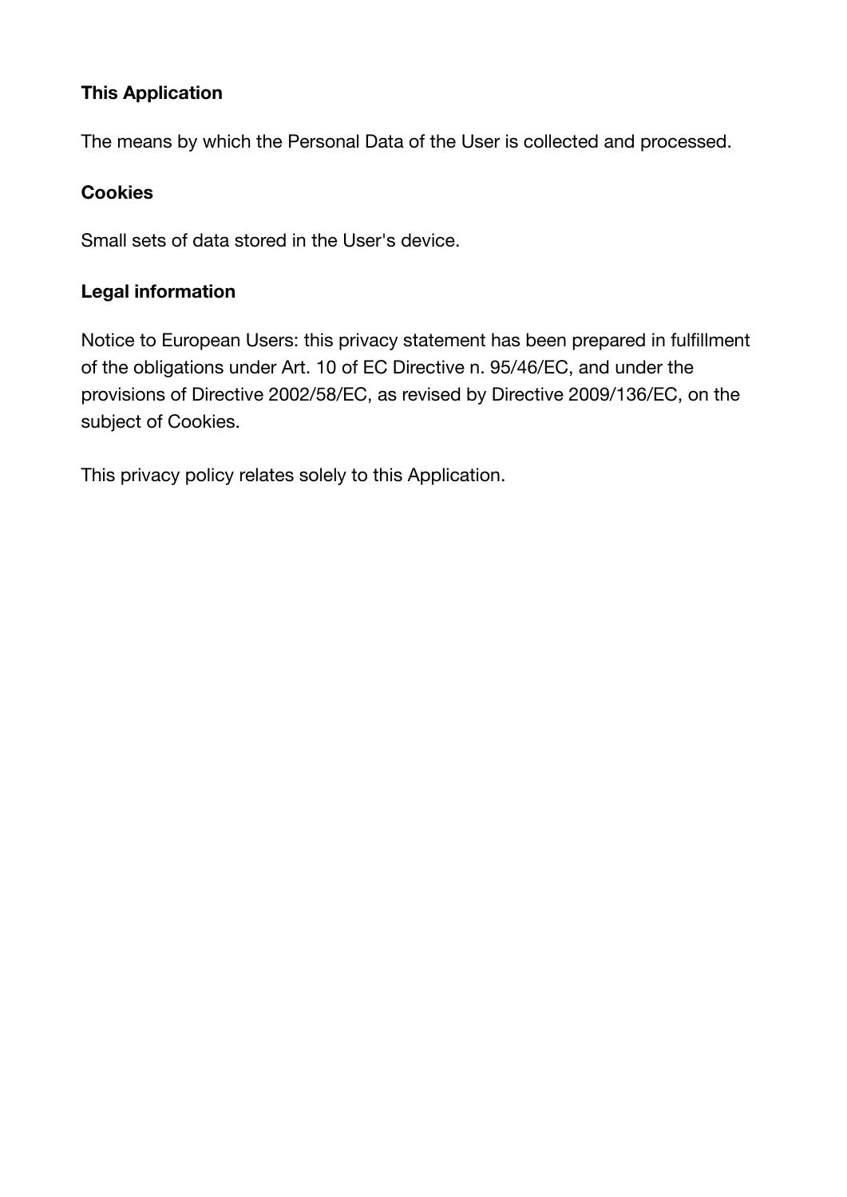**This Application**

The means by which the Personal Data of the User is collected and processed.

**Cookies**

Small sets of data stored in the User's device.

**Legal information**

Notice to European Users: this privacy statement has been prepared in fulfillment of the obligations under Art. 10 of EC Directive n. 95/46/EC, and under the provisions of Directive 2002/58/EC, as revised by Directive 2009/136/EC, on the subject of Cookies.

This privacy policy relates solely to this Application.